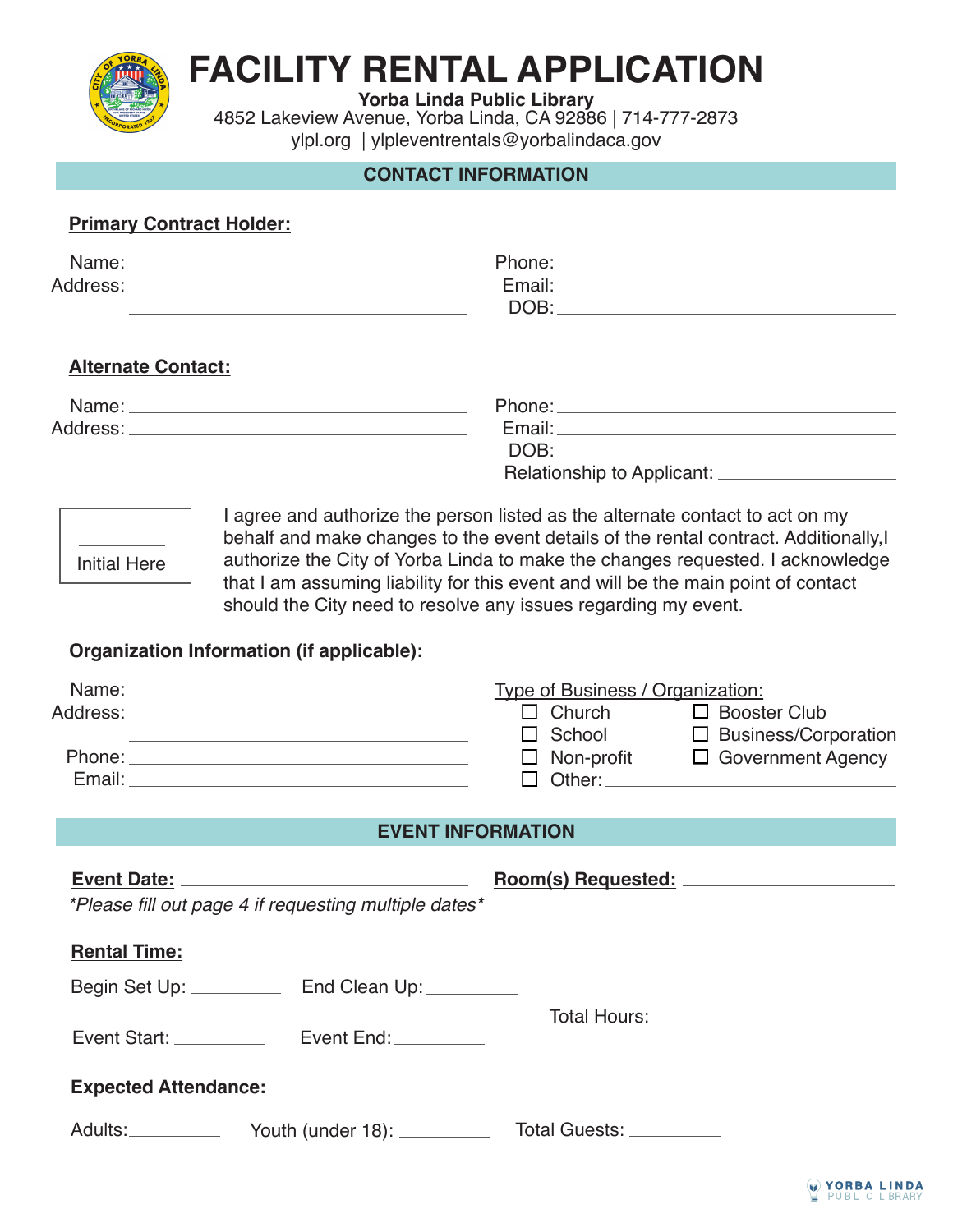# FACILITY RENTAL APPLICATION

**Yorba Linda Public Library**
4852 Lakeview Avenue, Yorba Linda, CA 92886 | 714-777-2873
ylpl.org | ylpleventrentals@yorbalindaca.gov

## CONTACT INFORMATION

**Primary Contract Holder:**

Name: ______________________ Phone: ______________________
Address: ______________________ Email: ______________________
______________________ DOB: ______________________

**Alternate Contact:**

Name: ______________________ Phone: ______________________
Address: ______________________ Email: ______________________
______________________ DOB: ______________________
Relationship to Applicant: ______________________

______ Initial Here

I agree and authorize the person listed as the alternate contact to act on my behalf and make changes to the event details of the rental contract. Additionally,I authorize the City of Yorba Linda to make the changes requested. I acknowledge that I am assuming liability for this event and will be the main point of contact should the City need to resolve any issues regarding my event.

**Organization Information (if applicable):**

Name: ______________________
Address: ______________________
______________________
Phone: ______________________
Email: ______________________

Type of Business / Organization:

- ☐ Church
- ☐ School
- ☐ Non-profit
- ☐ Other: ______________________
- ☐ Booster Club
- ☐ Business/Corporation
- ☐ Government Agency

## EVENT INFORMATION

**Event Date:** ______________________ **Room(s) Requested:** ______________________

*\*Please fill out page 4 if requesting multiple dates\**

**Rental Time:**

Begin Set Up: __________ End Clean Up: __________

Event Start: __________ Event End: __________

Total Hours: __________

**Expected Attendance:**

Adults: __________ Youth (under 18): __________ Total Guests: __________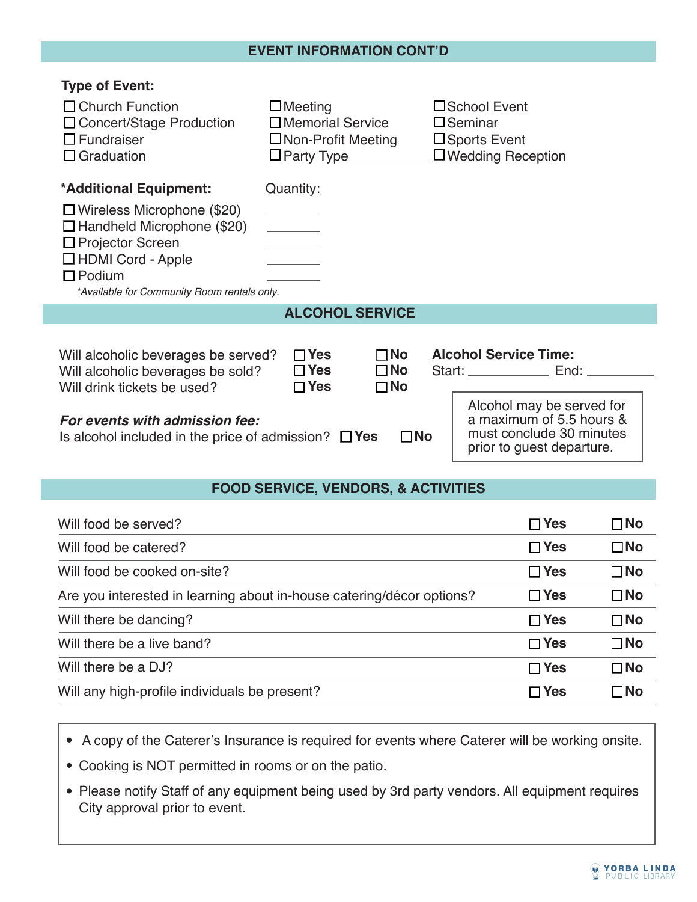## EVENT INFORMATION CONT'D

**Type of Event:**

- ☐ Church Function
- ☐ Concert/Stage Production
- ☐ Fundraiser
- ☐ Graduation
- ☐ Meeting
- ☐ Memorial Service
- ☐ Non-Profit Meeting
- ☐ Party Type ____________
- ☐ School Event
- ☐ Seminar
- ☐ Sports Event
- ☐ Wedding Reception

| **\*Additional Equipment:** | Quantity: |
|---|---|
| ☐ Wireless Microphone ($20) | ________ |
| ☐ Handheld Microphone ($20) | ________ |
| ☐ Projector Screen | ________ |
| ☐ HDMI Cord - Apple | ________ |
| ☐ Podium | ________ |

*\*Available for Community Room rentals only.*

## ALCOHOL SERVICE

| | | |
|---|---|---|
| Will alcoholic beverages be served? | ☐ **Yes** | ☐ **No** |
| Will alcoholic beverages be sold? | ☐ **Yes** | ☐ **No** |
| Will drink tickets be used? | ☐ **Yes** | ☐ **No** |

**Alcohol Service Time:**
Start: ____________ End: ____________

> Alcohol may be served for a maximum of 5.5 hours & must conclude 30 minutes prior to guest departure.

***For events with admission fee:***
Is alcohol included in the price of admission? ☐ **Yes** ☐ **No**

## FOOD SERVICE, VENDORS, & ACTIVITIES

| | | |
|---|---|---|
| Will food be served? | ☐ **Yes** | ☐ **No** |
| Will food be catered? | ☐ **Yes** | ☐ **No** |
| Will food be cooked on-site? | ☐ **Yes** | ☐ **No** |
| Are you interested in learning about in-house catering/décor options? | ☐ **Yes** | ☐ **No** |
| Will there be dancing? | ☐ **Yes** | ☐ **No** |
| Will there be a live band? | ☐ **Yes** | ☐ **No** |
| Will there be a DJ? | ☐ **Yes** | ☐ **No** |
| Will any high-profile individuals be present? | ☐ **Yes** | ☐ **No** |

- A copy of the Caterer's Insurance is required for events where Caterer will be working onsite.
- Cooking is NOT permitted in rooms or on the patio.
- Please notify Staff of any equipment being used by 3rd party vendors. All equipment requires City approval prior to event.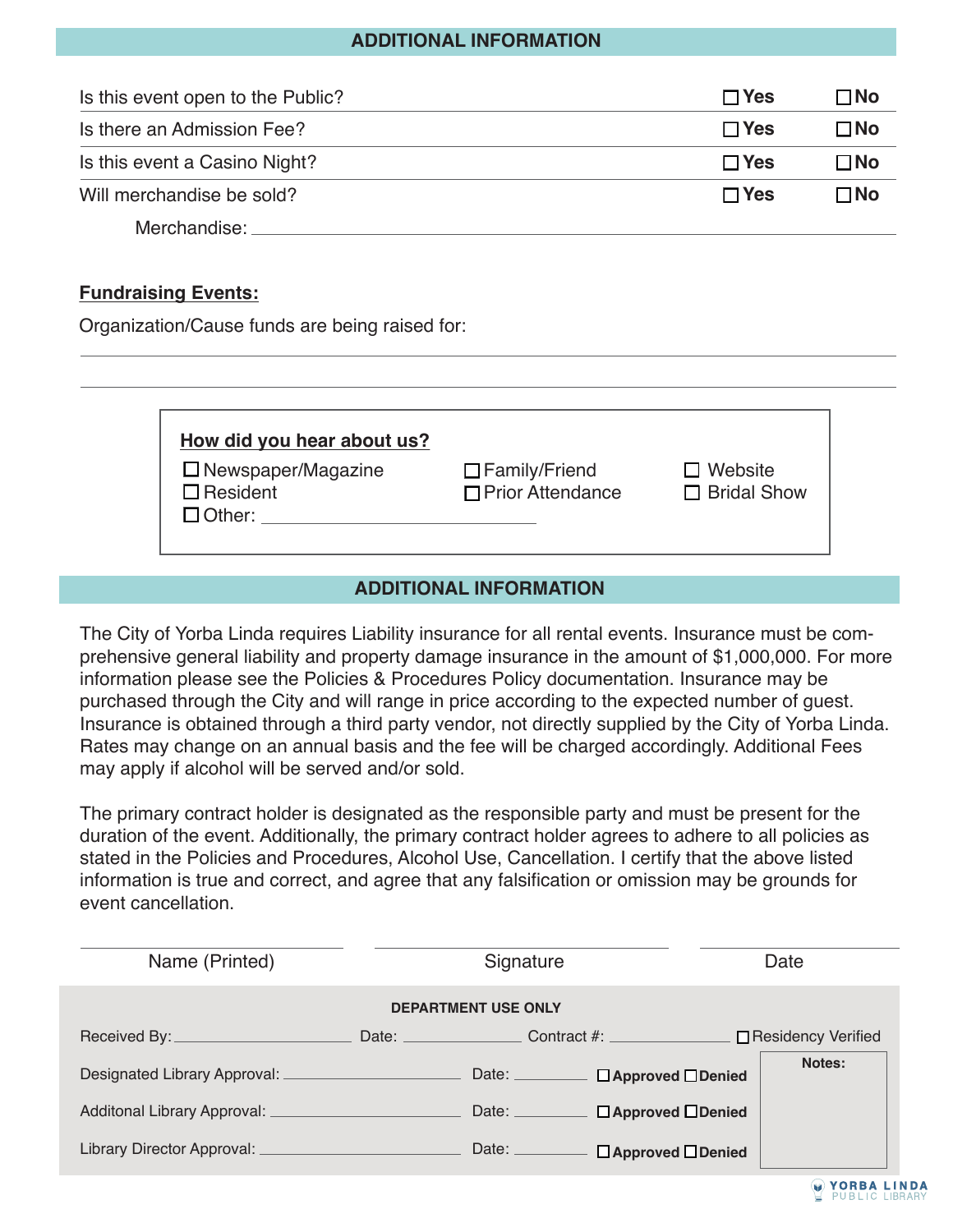## ADDITIONAL INFORMATION

| | | |
|---|---|---|
| Is this event open to the Public? | ☐ Yes | ☐ No |
| Is there an Admission Fee? | ☐ Yes | ☐ No |
| Is this event a Casino Night? | ☐ Yes | ☐ No |
| Will merchandise be sold? | ☐ Yes | ☐ No |

Merchandise: ______________________________

**Fundraising Events:**

Organization/Cause funds are being raised for:

______________________________

______________________________

**How did you hear about us?**

☐ Newspaper/Magazine ☐ Family/Friend ☐ Website
☐ Resident ☐ Prior Attendance ☐ Bridal Show
☐ Other: ______________________________

## ADDITIONAL INFORMATION

The City of Yorba Linda requires Liability insurance for all rental events. Insurance must be comprehensive general liability and property damage insurance in the amount of $1,000,000. For more information please see the Policies & Procedures Policy documentation. Insurance may be purchased through the City and will range in price according to the expected number of guest. Insurance is obtained through a third party vendor, not directly supplied by the City of Yorba Linda. Rates may change on an annual basis and the fee will be charged accordingly. Additional Fees may apply if alcohol will be served and/or sold.

The primary contract holder is designated as the responsible party and must be present for the duration of the event. Additionally, the primary contract holder agrees to adhere to all policies as stated in the Policies and Procedures, Alcohol Use, Cancellation. I certify that the above listed information is true and correct, and agree that any falsification or omission may be grounds for event cancellation.

| Name (Printed) | Signature | Date |
|---|---|---|
| | | |

**DEPARTMENT USE ONLY**

Received By: ______________ Date: ______________ Contract #: ______________ ☐ Residency Verified

Designated Library Approval: ______________ Date: __________ ☐ **Approved** ☐ **Denied**

Additonal Library Approval: ______________ Date: __________ ☐ **Approved** ☐ **Denied**

Library Director Approval: ______________ Date: __________ ☐ **Approved** ☐ **Denied**

**Notes:**

YORBA LINDA PUBLIC LIBRARY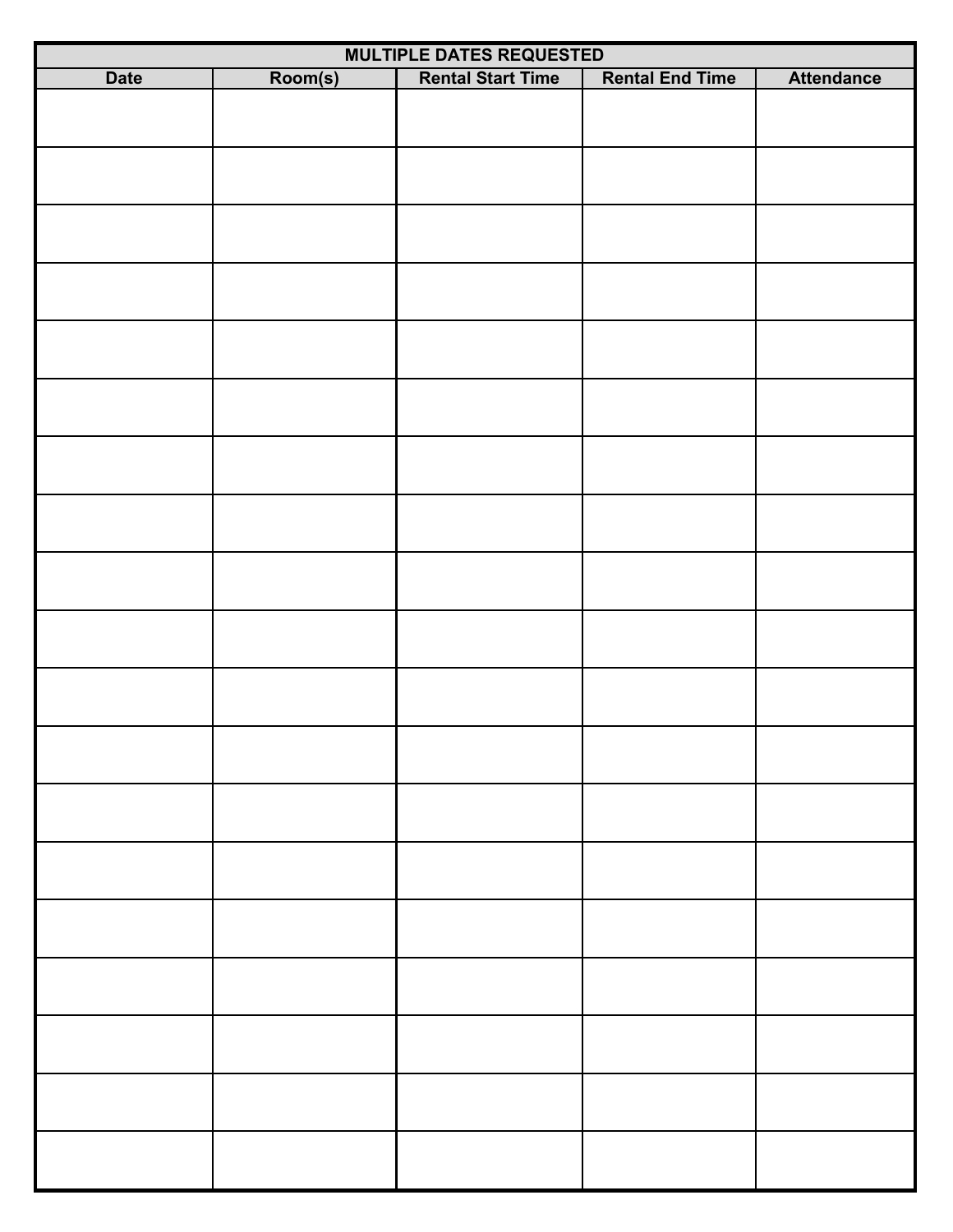| MULTIPLE DATES REQUESTED | | | | |
|---|---|---|---|---|
| Date | Room(s) | Rental Start Time | Rental End Time | Attendance |
| | | | | |
| | | | | |
| | | | | |
| | | | | |
| | | | | |
| | | | | |
| | | | | |
| | | | | |
| | | | | |
| | | | | |
| | | | | |
| | | | | |
| | | | | |
| | | | | |
| | | | | |
| | | | | |
| | | | | |
| | | | | |
| | | | | |